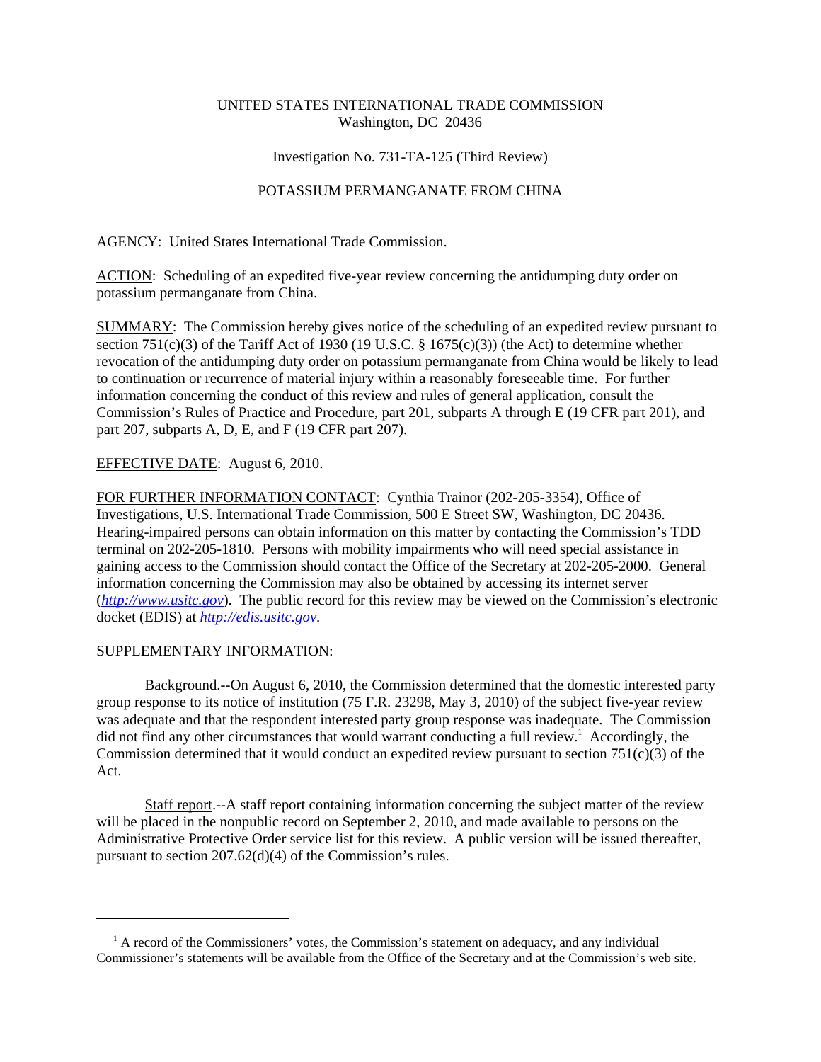UNITED STATES INTERNATIONAL TRADE COMMISSION
Washington, DC 20436

Investigation No. 731-TA-125 (Third Review)

POTASSIUM PERMANGANATE FROM CHINA

AGENCY: United States International Trade Commission.

ACTION: Scheduling of an expedited five-year review concerning the antidumping duty order on potassium permanganate from China.

SUMMARY: The Commission hereby gives notice of the scheduling of an expedited review pursuant to section 751(c)(3) of the Tariff Act of 1930 (19 U.S.C. § 1675(c)(3)) (the Act) to determine whether revocation of the antidumping duty order on potassium permanganate from China would be likely to lead to continuation or recurrence of material injury within a reasonably foreseeable time. For further information concerning the conduct of this review and rules of general application, consult the Commission's Rules of Practice and Procedure, part 201, subparts A through E (19 CFR part 201), and part 207, subparts A, D, E, and F (19 CFR part 207).

EFFECTIVE DATE: August 6, 2010.

FOR FURTHER INFORMATION CONTACT: Cynthia Trainor (202-205-3354), Office of Investigations, U.S. International Trade Commission, 500 E Street SW, Washington, DC 20436. Hearing-impaired persons can obtain information on this matter by contacting the Commission's TDD terminal on 202-205-1810. Persons with mobility impairments who will need special assistance in gaining access to the Commission should contact the Office of the Secretary at 202-205-2000. General information concerning the Commission may also be obtained by accessing its internet server (*http://www.usitc.gov*). The public record for this review may be viewed on the Commission's electronic docket (EDIS) at *http://edis.usitc.gov*.

SUPPLEMENTARY INFORMATION:

Background.--On August 6, 2010, the Commission determined that the domestic interested party group response to its notice of institution (75 F.R. 23298, May 3, 2010) of the subject five-year review was adequate and that the respondent interested party group response was inadequate. The Commission did not find any other circumstances that would warrant conducting a full review.[1] Accordingly, the Commission determined that it would conduct an expedited review pursuant to section 751(c)(3) of the Act.

Staff report.--A staff report containing information concerning the subject matter of the review will be placed in the nonpublic record on September 2, 2010, and made available to persons on the Administrative Protective Order service list for this review. A public version will be issued thereafter, pursuant to section 207.62(d)(4) of the Commission's rules.

[1] A record of the Commissioners' votes, the Commission's statement on adequacy, and any individual Commissioner's statements will be available from the Office of the Secretary and at the Commission's web site.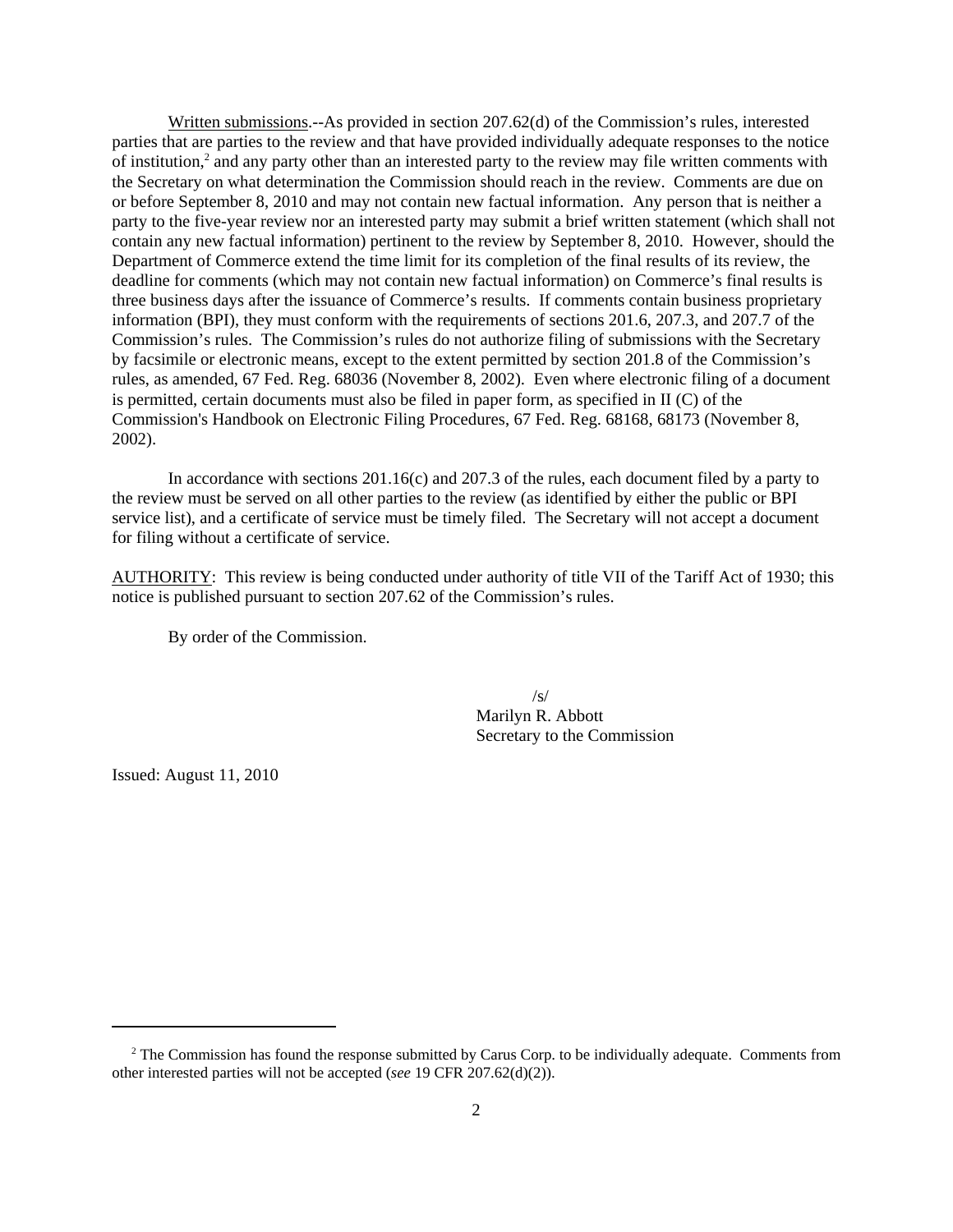Written submissions.--As provided in section 207.62(d) of the Commission's rules, interested parties that are parties to the review and that have provided individually adequate responses to the notice of institution,[2] and any party other than an interested party to the review may file written comments with the Secretary on what determination the Commission should reach in the review. Comments are due on or before September 8, 2010 and may not contain new factual information. Any person that is neither a party to the five-year review nor an interested party may submit a brief written statement (which shall not contain any new factual information) pertinent to the review by September 8, 2010. However, should the Department of Commerce extend the time limit for its completion of the final results of its review, the deadline for comments (which may not contain new factual information) on Commerce's final results is three business days after the issuance of Commerce's results. If comments contain business proprietary information (BPI), they must conform with the requirements of sections 201.6, 207.3, and 207.7 of the Commission's rules. The Commission's rules do not authorize filing of submissions with the Secretary by facsimile or electronic means, except to the extent permitted by section 201.8 of the Commission's rules, as amended, 67 Fed. Reg. 68036 (November 8, 2002). Even where electronic filing of a document is permitted, certain documents must also be filed in paper form, as specified in II (C) of the Commission's Handbook on Electronic Filing Procedures, 67 Fed. Reg. 68168, 68173 (November 8, 2002).

In accordance with sections 201.16(c) and 207.3 of the rules, each document filed by a party to the review must be served on all other parties to the review (as identified by either the public or BPI service list), and a certificate of service must be timely filed. The Secretary will not accept a document for filing without a certificate of service.

AUTHORITY: This review is being conducted under authority of title VII of the Tariff Act of 1930; this notice is published pursuant to section 207.62 of the Commission's rules.

By order of the Commission.

/s/
Marilyn R. Abbott
Secretary to the Commission

Issued: August 11, 2010

[2] The Commission has found the response submitted by Carus Corp. to be individually adequate. Comments from other interested parties will not be accepted (*see* 19 CFR 207.62(d)(2)).